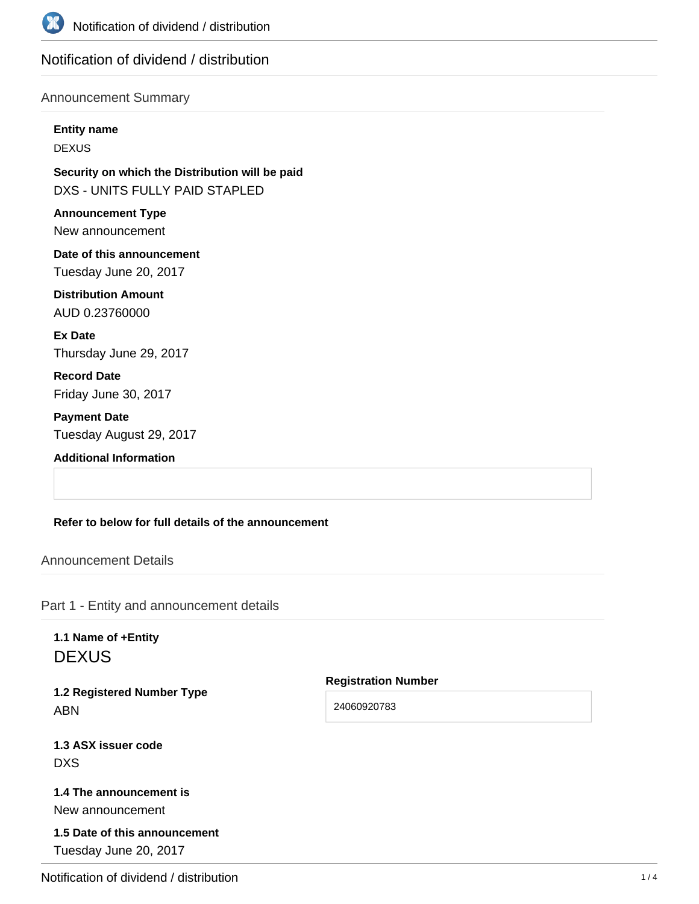# Notification of dividend / distribution

## Announcement Summary

**Entity name**

DEXUS

**Security on which the Distribution will be paid**

DXS - UNITS FULLY PAID STAPLED

**Announcement Type**

New announcement

**Date of this announcement**

Tuesday June 20, 2017

**Distribution Amount**

AUD 0.23760000

**Ex Date**

Thursday June 29, 2017

**Record Date**

Friday June 30, 2017

**Payment Date**

Tuesday August 29, 2017

**Additional Information**

**Refer to below for full details of the announcement**

## Announcement Details

### Part 1 - Entity and announcement details

**1.1 Name of +Entity**

DEXUS

**1.2 Registered Number Type**

ABN

**Registration Number**

24060920783

**1.3 ASX issuer code**

DXS

**1.4 The announcement is**

New announcement

**1.5 Date of this announcement**

Tuesday June 20, 2017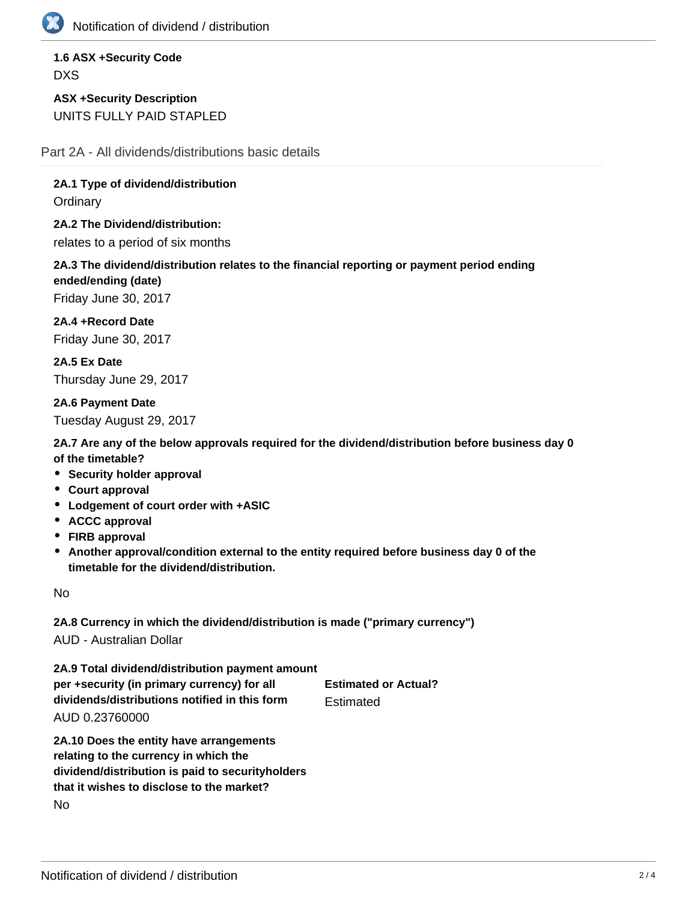**1.6 ASX +Security Code**
DXS

**ASX +Security Description**
UNITS FULLY PAID STAPLED

## Part 2A - All dividends/distributions basic details

**2A.1 Type of dividend/distribution**
Ordinary

**2A.2 The Dividend/distribution:**
relates to a period of six months

**2A.3 The dividend/distribution relates to the financial reporting or payment period ending ended/ending (date)**
Friday June 30, 2017

**2A.4 +Record Date**
Friday June 30, 2017

**2A.5 Ex Date**
Thursday June 29, 2017

**2A.6 Payment Date**
Tuesday August 29, 2017

**2A.7 Are any of the below approvals required for the dividend/distribution before business day 0 of the timetable?**

- **Security holder approval**
- **Court approval**
- **Lodgement of court order with +ASIC**
- **ACCC approval**
- **FIRB approval**
- **Another approval/condition external to the entity required before business day 0 of the timetable for the dividend/distribution.**

No

**2A.8 Currency in which the dividend/distribution is made ("primary currency")**
AUD - Australian Dollar

**2A.9 Total dividend/distribution payment amount per +security (in primary currency) for all dividends/distributions notified in this form**
AUD 0.23760000

**Estimated or Actual?**
Estimated

**2A.10 Does the entity have arrangements relating to the currency in which the dividend/distribution is paid to securityholders that it wishes to disclose to the market?**
No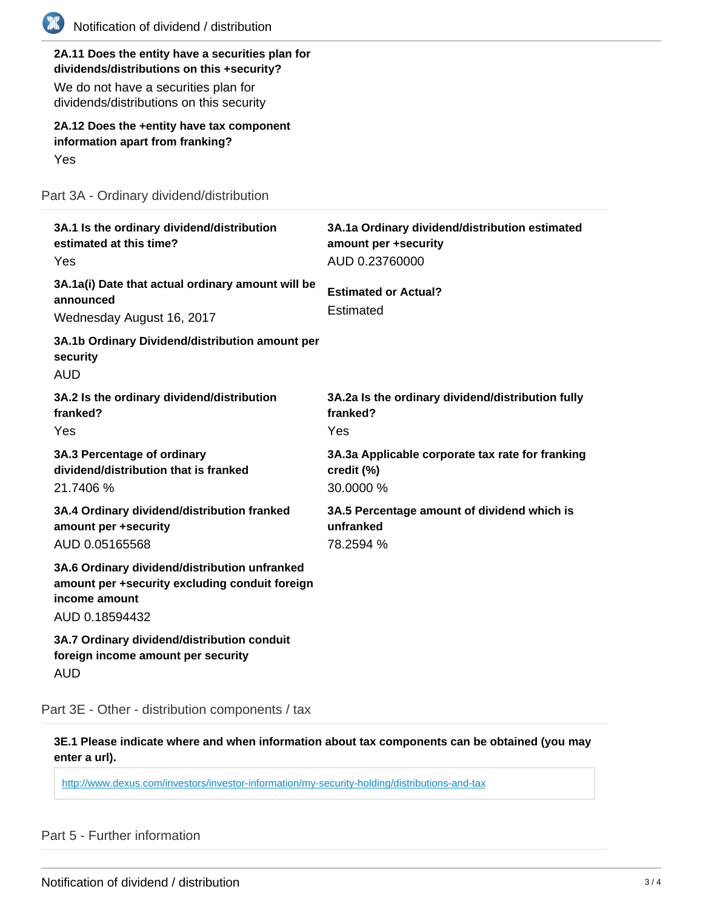**2A.11 Does the entity have a securities plan for dividends/distributions on this +security?**

We do not have a securities plan for dividends/distributions on this security

**2A.12 Does the +entity have tax component information apart from franking?**

Yes

## Part 3A - Ordinary dividend/distribution

**3A.1 Is the ordinary dividend/distribution estimated at this time?**

Yes

**3A.1a Ordinary dividend/distribution estimated amount per +security**

AUD 0.23760000

**3A.1a(i) Date that actual ordinary amount will be announced**

Wednesday August 16, 2017

**Estimated or Actual?**

Estimated

**3A.1b Ordinary Dividend/distribution amount per security**

AUD

**3A.2 Is the ordinary dividend/distribution franked?**

Yes

**3A.2a Is the ordinary dividend/distribution fully franked?**

Yes

**3A.3 Percentage of ordinary dividend/distribution that is franked**

21.7406 %

**3A.3a Applicable corporate tax rate for franking credit (%)**

30.0000 %

**3A.4 Ordinary dividend/distribution franked amount per +security**

AUD 0.05165568

**3A.5 Percentage amount of dividend which is unfranked**

78.2594 %

**3A.6 Ordinary dividend/distribution unfranked amount per +security excluding conduit foreign income amount**

AUD 0.18594432

**3A.7 Ordinary dividend/distribution conduit foreign income amount per security**

AUD

## Part 3E - Other - distribution components / tax

**3E.1 Please indicate where and when information about tax components can be obtained (you may enter a url).**

http://www.dexus.com/investors/investor-information/my-security-holding/distributions-and-tax

## Part 5 - Further information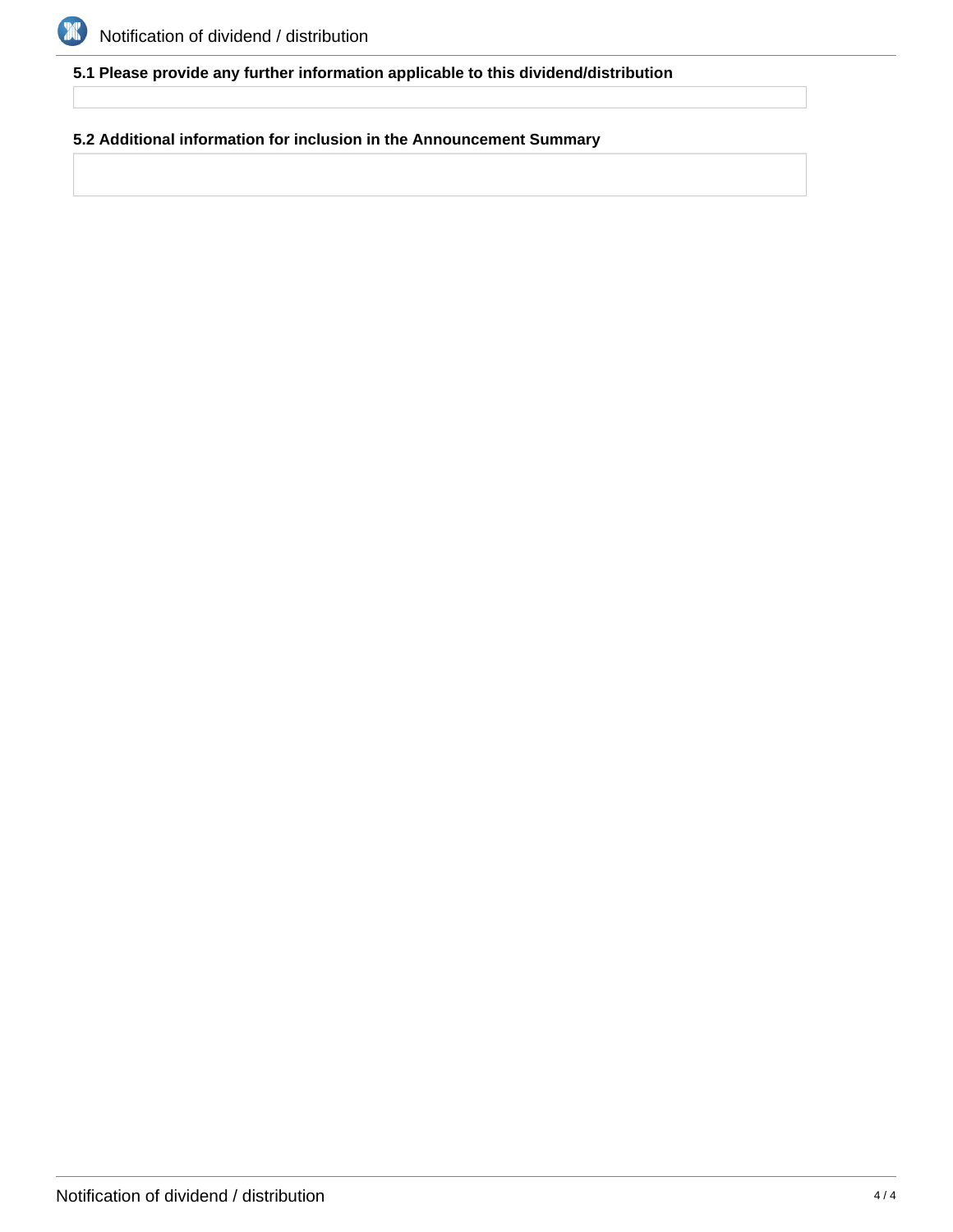**5.1 Please provide any further information applicable to this dividend/distribution**

**5.2 Additional information for inclusion in the Announcement Summary**